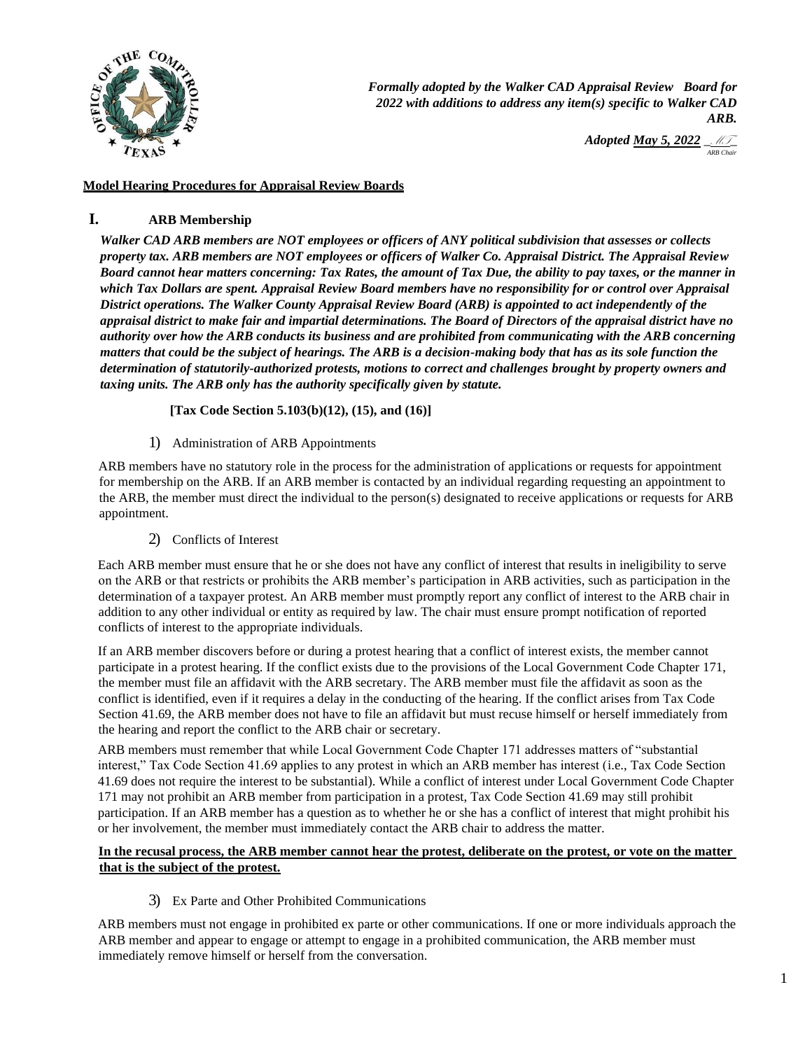***Formally adopted by the Walker CAD Appraisal Review Board for 2022 with additions to address any item(s) specific to Walker CAD ARB.***

***Adopted May 5, 2022*** _MT_
ARB Chair

**Model Hearing Procedures for Appraisal Review Boards**

# I. ARB Membership

***Walker CAD ARB members are NOT employees or officers of ANY political subdivision that assesses or collects property tax. ARB members are NOT employees or officers of Walker Co. Appraisal District. The Appraisal Review Board cannot hear matters concerning: Tax Rates, the amount of Tax Due, the ability to pay taxes, or the manner in which Tax Dollars are spent. Appraisal Review Board members have no responsibility for or control over Appraisal District operations. The Walker County Appraisal Review Board (ARB) is appointed to act independently of the appraisal district to make fair and impartial determinations. The Board of Directors of the appraisal district have no authority over how the ARB conducts its business and are prohibited from communicating with the ARB concerning matters that could be the subject of hearings. The ARB is a decision-making body that has as its sole function the determination of statutorily-authorized protests, motions to correct and challenges brought by property owners and taxing units. The ARB only has the authority specifically given by statute.***

**[Tax Code Section 5.103(b)(12), (15), and (16)]**

1) Administration of ARB Appointments

ARB members have no statutory role in the process for the administration of applications or requests for appointment for membership on the ARB. If an ARB member is contacted by an individual regarding requesting an appointment to the ARB, the member must direct the individual to the person(s) designated to receive applications or requests for ARB appointment.

2) Conflicts of Interest

Each ARB member must ensure that he or she does not have any conflict of interest that results in ineligibility to serve on the ARB or that restricts or prohibits the ARB member's participation in ARB activities, such as participation in the determination of a taxpayer protest. An ARB member must promptly report any conflict of interest to the ARB chair in addition to any other individual or entity as required by law. The chair must ensure prompt notification of reported conflicts of interest to the appropriate individuals.

If an ARB member discovers before or during a protest hearing that a conflict of interest exists, the member cannot participate in a protest hearing. If the conflict exists due to the provisions of the Local Government Code Chapter 171, the member must file an affidavit with the ARB secretary. The ARB member must file the affidavit as soon as the conflict is identified, even if it requires a delay in the conducting of the hearing. If the conflict arises from Tax Code Section 41.69, the ARB member does not have to file an affidavit but must recuse himself or herself immediately from the hearing and report the conflict to the ARB chair or secretary.

ARB members must remember that while Local Government Code Chapter 171 addresses matters of "substantial interest," Tax Code Section 41.69 applies to any protest in which an ARB member has interest (i.e., Tax Code Section 41.69 does not require the interest to be substantial). While a conflict of interest under Local Government Code Chapter 171 may not prohibit an ARB member from participation in a protest, Tax Code Section 41.69 may still prohibit participation. If an ARB member has a question as to whether he or she has a conflict of interest that might prohibit his or her involvement, the member must immediately contact the ARB chair to address the matter.

**In the recusal process, the ARB member cannot hear the protest, deliberate on the protest, or vote on the matter that is the subject of the protest.**

3) Ex Parte and Other Prohibited Communications

ARB members must not engage in prohibited ex parte or other communications. If one or more individuals approach the ARB member and appear to engage or attempt to engage in a prohibited communication, the ARB member must immediately remove himself or herself from the conversation.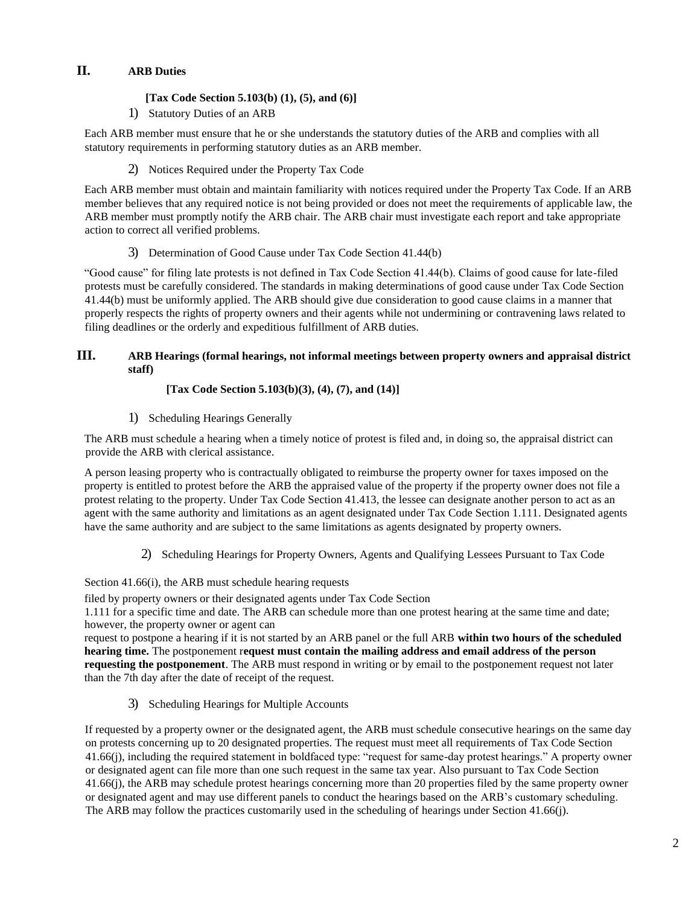## II. ARB Duties

**[Tax Code Section 5.103(b) (1), (5), and (6)]**

1) Statutory Duties of an ARB

Each ARB member must ensure that he or she understands the statutory duties of the ARB and complies with all statutory requirements in performing statutory duties as an ARB member.

2) Notices Required under the Property Tax Code

Each ARB member must obtain and maintain familiarity with notices required under the Property Tax Code. If an ARB member believes that any required notice is not being provided or does not meet the requirements of applicable law, the ARB member must promptly notify the ARB chair. The ARB chair must investigate each report and take appropriate action to correct all verified problems.

3) Determination of Good Cause under Tax Code Section 41.44(b)

"Good cause" for filing late protests is not defined in Tax Code Section 41.44(b). Claims of good cause for late-filed protests must be carefully considered. The standards in making determinations of good cause under Tax Code Section 41.44(b) must be uniformly applied. The ARB should give due consideration to good cause claims in a manner that properly respects the rights of property owners and their agents while not undermining or contravening laws related to filing deadlines or the orderly and expeditious fulfillment of ARB duties.

## III. ARB Hearings (formal hearings, not informal meetings between property owners and appraisal district staff)

**[Tax Code Section 5.103(b)(3), (4), (7), and (14)]**

1) Scheduling Hearings Generally

The ARB must schedule a hearing when a timely notice of protest is filed and, in doing so, the appraisal district can provide the ARB with clerical assistance.

A person leasing property who is contractually obligated to reimburse the property owner for taxes imposed on the property is entitled to protest before the ARB the appraised value of the property if the property owner does not file a protest relating to the property. Under Tax Code Section 41.413, the lessee can designate another person to act as an agent with the same authority and limitations as an agent designated under Tax Code Section 1.111. Designated agents have the same authority and are subject to the same limitations as agents designated by property owners.

2) Scheduling Hearings for Property Owners, Agents and Qualifying Lessees Pursuant to Tax Code

Section 41.66(i), the ARB must schedule hearing requests filed by property owners or their designated agents under Tax Code Section 1.111 for a specific time and date. The ARB can schedule more than one protest hearing at the same time and date; however, the property owner or agent can request to postpone a hearing if it is not started by an ARB panel or the full ARB **within two hours of the scheduled hearing time.** The postponement r**equest must contain the mailing address and email address of the person requesting the postponement**. The ARB must respond in writing or by email to the postponement request not later than the 7th day after the date of receipt of the request.

3) Scheduling Hearings for Multiple Accounts

If requested by a property owner or the designated agent, the ARB must schedule consecutive hearings on the same day on protests concerning up to 20 designated properties. The request must meet all requirements of Tax Code Section 41.66(j), including the required statement in boldfaced type: "request for same-day protest hearings." A property owner or designated agent can file more than one such request in the same tax year. Also pursuant to Tax Code Section 41.66(j), the ARB may schedule protest hearings concerning more than 20 properties filed by the same property owner or designated agent and may use different panels to conduct the hearings based on the ARB's customary scheduling. The ARB may follow the practices customarily used in the scheduling of hearings under Section 41.66(j).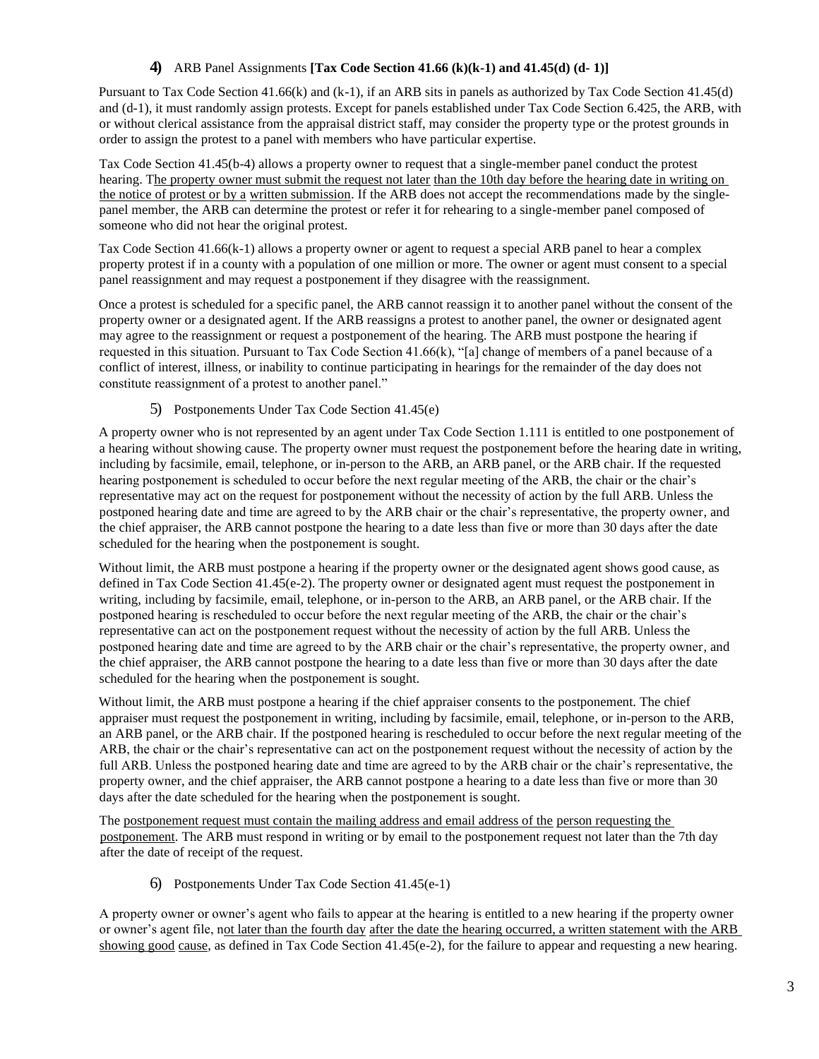### 4) ARB Panel Assignments **[Tax Code Section 41.66 (k)(k-1) and 41.45(d) (d- 1)]**

Pursuant to Tax Code Section 41.66(k) and (k-1), if an ARB sits in panels as authorized by Tax Code Section 41.45(d) and (d-1), it must randomly assign protests. Except for panels established under Tax Code Section 6.425, the ARB, with or without clerical assistance from the appraisal district staff, may consider the property type or the protest grounds in order to assign the protest to a panel with members who have particular expertise.

Tax Code Section 41.45(b-4) allows a property owner to request that a single-member panel conduct the protest hearing. The property owner must submit the request not later than the 10th day before the hearing date in writing on the notice of protest or by a written submission. If the ARB does not accept the recommendations made by the single-panel member, the ARB can determine the protest or refer it for rehearing to a single-member panel composed of someone who did not hear the original protest.

Tax Code Section 41.66(k-1) allows a property owner or agent to request a special ARB panel to hear a complex property protest if in a county with a population of one million or more. The owner or agent must consent to a special panel reassignment and may request a postponement if they disagree with the reassignment.

Once a protest is scheduled for a specific panel, the ARB cannot reassign it to another panel without the consent of the property owner or a designated agent. If the ARB reassigns a protest to another panel, the owner or designated agent may agree to the reassignment or request a postponement of the hearing. The ARB must postpone the hearing if requested in this situation. Pursuant to Tax Code Section 41.66(k), "[a] change of members of a panel because of a conflict of interest, illness, or inability to continue participating in hearings for the remainder of the day does not constitute reassignment of a protest to another panel."

### 5) Postponements Under Tax Code Section 41.45(e)

A property owner who is not represented by an agent under Tax Code Section 1.111 is entitled to one postponement of a hearing without showing cause. The property owner must request the postponement before the hearing date in writing, including by facsimile, email, telephone, or in-person to the ARB, an ARB panel, or the ARB chair. If the requested hearing postponement is scheduled to occur before the next regular meeting of the ARB, the chair or the chair's representative may act on the request for postponement without the necessity of action by the full ARB. Unless the postponed hearing date and time are agreed to by the ARB chair or the chair's representative, the property owner, and the chief appraiser, the ARB cannot postpone the hearing to a date less than five or more than 30 days after the date scheduled for the hearing when the postponement is sought.

Without limit, the ARB must postpone a hearing if the property owner or the designated agent shows good cause, as defined in Tax Code Section 41.45(e-2). The property owner or designated agent must request the postponement in writing, including by facsimile, email, telephone, or in-person to the ARB, an ARB panel, or the ARB chair. If the postponed hearing is rescheduled to occur before the next regular meeting of the ARB, the chair or the chair's representative can act on the postponement request without the necessity of action by the full ARB. Unless the postponed hearing date and time are agreed to by the ARB chair or the chair's representative, the property owner, and the chief appraiser, the ARB cannot postpone the hearing to a date less than five or more than 30 days after the date scheduled for the hearing when the postponement is sought.

Without limit, the ARB must postpone a hearing if the chief appraiser consents to the postponement. The chief appraiser must request the postponement in writing, including by facsimile, email, telephone, or in-person to the ARB, an ARB panel, or the ARB chair. If the postponed hearing is rescheduled to occur before the next regular meeting of the ARB, the chair or the chair's representative can act on the postponement request without the necessity of action by the full ARB. Unless the postponed hearing date and time are agreed to by the ARB chair or the chair's representative, the property owner, and the chief appraiser, the ARB cannot postpone a hearing to a date less than five or more than 30 days after the date scheduled for the hearing when the postponement is sought.

The postponement request must contain the mailing address and email address of the person requesting the postponement. The ARB must respond in writing or by email to the postponement request not later than the 7th day after the date of receipt of the request.

### 6) Postponements Under Tax Code Section 41.45(e-1)

A property owner or owner's agent who fails to appear at the hearing is entitled to a new hearing if the property owner or owner's agent file, not later than the fourth day after the date the hearing occurred, a written statement with the ARB showing good cause, as defined in Tax Code Section 41.45(e-2), for the failure to appear and requesting a new hearing.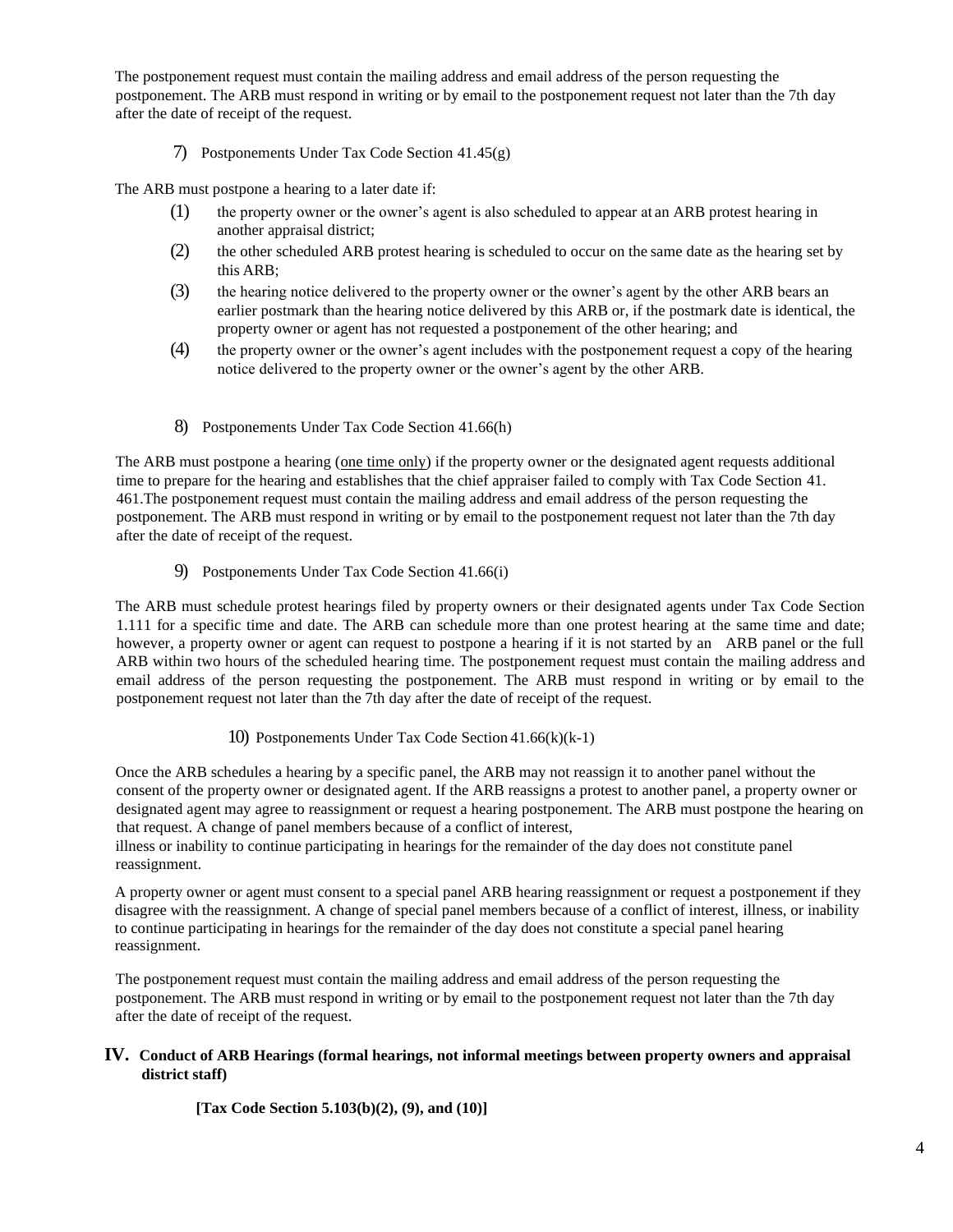The postponement request must contain the mailing address and email address of the person requesting the postponement. The ARB must respond in writing or by email to the postponement request not later than the 7th day after the date of receipt of the request.

7) Postponements Under Tax Code Section 41.45(g)

The ARB must postpone a hearing to a later date if:

(1) the property owner or the owner's agent is also scheduled to appear at an ARB protest hearing in another appraisal district;

(2) the other scheduled ARB protest hearing is scheduled to occur on the same date as the hearing set by this ARB;

(3) the hearing notice delivered to the property owner or the owner's agent by the other ARB bears an earlier postmark than the hearing notice delivered by this ARB or, if the postmark date is identical, the property owner or agent has not requested a postponement of the other hearing; and

(4) the property owner or the owner's agent includes with the postponement request a copy of the hearing notice delivered to the property owner or the owner's agent by the other ARB.

8) Postponements Under Tax Code Section 41.66(h)

The ARB must postpone a hearing (one time only) if the property owner or the designated agent requests additional time to prepare for the hearing and establishes that the chief appraiser failed to comply with Tax Code Section 41. 461.The postponement request must contain the mailing address and email address of the person requesting the postponement. The ARB must respond in writing or by email to the postponement request not later than the 7th day after the date of receipt of the request.

9) Postponements Under Tax Code Section 41.66(i)

The ARB must schedule protest hearings filed by property owners or their designated agents under Tax Code Section 1.111 for a specific time and date. The ARB can schedule more than one protest hearing at the same time and date; however, a property owner or agent can request to postpone a hearing if it is not started by an ARB panel or the full ARB within two hours of the scheduled hearing time. The postponement request must contain the mailing address and email address of the person requesting the postponement. The ARB must respond in writing or by email to the postponement request not later than the 7th day after the date of receipt of the request.

10) Postponements Under Tax Code Section 41.66(k)(k-1)

Once the ARB schedules a hearing by a specific panel, the ARB may not reassign it to another panel without the consent of the property owner or designated agent. If the ARB reassigns a protest to another panel, a property owner or designated agent may agree to reassignment or request a hearing postponement. The ARB must postpone the hearing on that request. A change of panel members because of a conflict of interest, illness or inability to continue participating in hearings for the remainder of the day does not constitute panel reassignment.

A property owner or agent must consent to a special panel ARB hearing reassignment or request a postponement if they disagree with the reassignment. A change of special panel members because of a conflict of interest, illness, or inability to continue participating in hearings for the remainder of the day does not constitute a special panel hearing reassignment.

The postponement request must contain the mailing address and email address of the person requesting the postponement. The ARB must respond in writing or by email to the postponement request not later than the 7th day after the date of receipt of the request.

## IV. Conduct of ARB Hearings (formal hearings, not informal meetings between property owners and appraisal district staff)

**[Tax Code Section 5.103(b)(2), (9), and (10)]**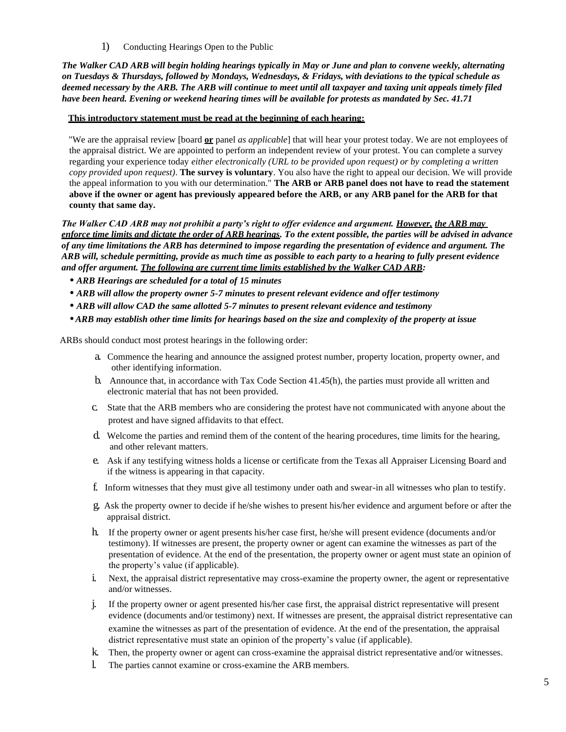1) Conducting Hearings Open to the Public

***The Walker CAD ARB will begin holding hearings typically in May or June and plan to convene weekly, alternating on Tuesdays & Thursdays, followed by Mondays, Wednesdays, & Fridays, with deviations to the typical schedule as deemed necessary by the ARB. The ARB will continue to meet until all taxpayer and taxing unit appeals timely filed have been heard. Evening or weekend hearing times will be available for protests as mandated by Sec. 41.71***

**<u>This introductory statement must be read at the beginning of each hearing:</u>**

"We are the appraisal review [board **<u>or</u>** panel *as applicable*] that will hear your protest today. We are not employees of the appraisal district. We are appointed to perform an independent review of your protest. You can complete a survey regarding your experience today *either electronically (URL to be provided upon request) or by completing a written copy provided upon request)*. **The survey is voluntary**. You also have the right to appeal our decision. We will provide the appeal information to you with our determination." **The ARB or ARB panel does not have to read the statement above if the owner or agent has previously appeared before the ARB, or any ARB panel for the ARB for that county that same day.**

***The Walker CAD ARB may not prohibit a party's right to offer evidence and argument. <u>However, the ARB may enforce time limits and dictate the order of ARB hearings</u>. To the extent possible, the parties will be advised in advance of any time limitations the ARB has determined to impose regarding the presentation of evidence and argument. The ARB will, schedule permitting, provide as much time as possible to each party to a hearing to fully present evidence and offer argument. <u>The following are current time limits established by the Walker CAD ARB</u>:***

- ***ARB Hearings are scheduled for a total of 15 minutes***
- ***ARB will allow the property owner 5-7 minutes to present relevant evidence and offer testimony***
- ***ARB will allow CAD the same allotted 5-7 minutes to present relevant evidence and testimony***
- ***ARB may establish other time limits for hearings based on the size and complexity of the property at issue***

ARBs should conduct most protest hearings in the following order:

a. Commence the hearing and announce the assigned protest number, property location, property owner, and other identifying information.

b. Announce that, in accordance with Tax Code Section 41.45(h), the parties must provide all written and electronic material that has not been provided.

c. State that the ARB members who are considering the protest have not communicated with anyone about the protest and have signed affidavits to that effect.

d. Welcome the parties and remind them of the content of the hearing procedures, time limits for the hearing, and other relevant matters.

e. Ask if any testifying witness holds a license or certificate from the Texas all Appraiser Licensing Board and if the witness is appearing in that capacity.

f. Inform witnesses that they must give all testimony under oath and swear-in all witnesses who plan to testify.

g. Ask the property owner to decide if he/she wishes to present his/her evidence and argument before or after the appraisal district.

h. If the property owner or agent presents his/her case first, he/she will present evidence (documents and/or testimony). If witnesses are present, the property owner or agent can examine the witnesses as part of the presentation of evidence. At the end of the presentation, the property owner or agent must state an opinion of the property's value (if applicable).

i. Next, the appraisal district representative may cross-examine the property owner, the agent or representative and/or witnesses.

j. If the property owner or agent presented his/her case first, the appraisal district representative will present evidence (documents and/or testimony) next. If witnesses are present, the appraisal district representative can examine the witnesses as part of the presentation of evidence. At the end of the presentation, the appraisal district representative must state an opinion of the property's value (if applicable).

k. Then, the property owner or agent can cross-examine the appraisal district representative and/or witnesses.

l. The parties cannot examine or cross-examine the ARB members.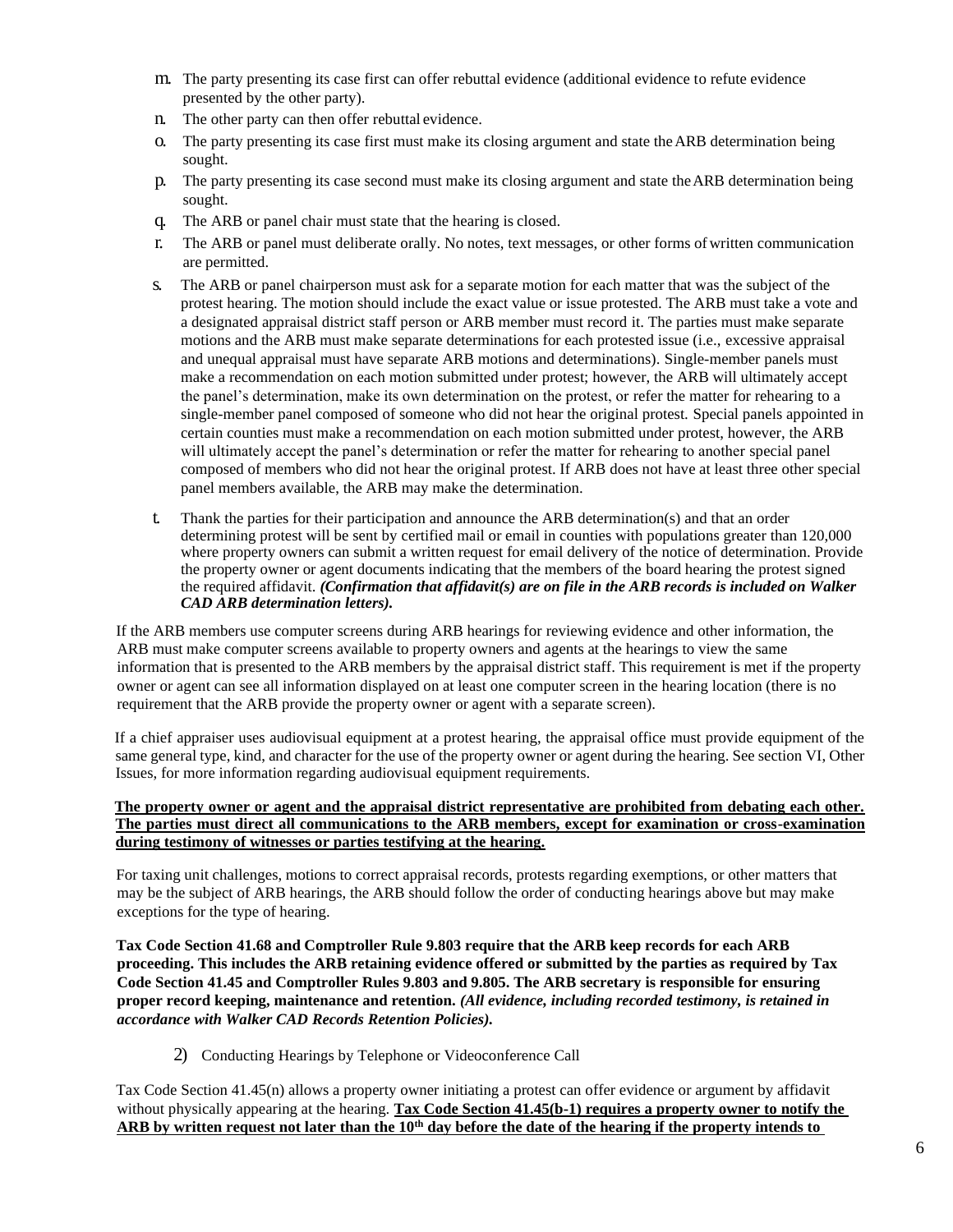m. The party presenting its case first can offer rebuttal evidence (additional evidence to refute evidence presented by the other party).

n. The other party can then offer rebuttal evidence.

o. The party presenting its case first must make its closing argument and state the ARB determination being sought.

p. The party presenting its case second must make its closing argument and state the ARB determination being sought.

q. The ARB or panel chair must state that the hearing is closed.

r. The ARB or panel must deliberate orally. No notes, text messages, or other forms of written communication are permitted.

s. The ARB or panel chairperson must ask for a separate motion for each matter that was the subject of the protest hearing. The motion should include the exact value or issue protested. The ARB must take a vote and a designated appraisal district staff person or ARB member must record it. The parties must make separate motions and the ARB must make separate determinations for each protested issue (i.e., excessive appraisal and unequal appraisal must have separate ARB motions and determinations). Single-member panels must make a recommendation on each motion submitted under protest; however, the ARB will ultimately accept the panel's determination, make its own determination on the protest, or refer the matter for rehearing to a single-member panel composed of someone who did not hear the original protest. Special panels appointed in certain counties must make a recommendation on each motion submitted under protest, however, the ARB will ultimately accept the panel's determination or refer the matter for rehearing to another special panel composed of members who did not hear the original protest. If ARB does not have at least three other special panel members available, the ARB may make the determination.

t. Thank the parties for their participation and announce the ARB determination(s) and that an order determining protest will be sent by certified mail or email in counties with populations greater than 120,000 where property owners can submit a written request for email delivery of the notice of determination. Provide the property owner or agent documents indicating that the members of the board hearing the protest signed the required affidavit. ***(Confirmation that affidavit(s) are on file in the ARB records is included on Walker CAD ARB determination letters).***

If the ARB members use computer screens during ARB hearings for reviewing evidence and other information, the ARB must make computer screens available to property owners and agents at the hearings to view the same information that is presented to the ARB members by the appraisal district staff. This requirement is met if the property owner or agent can see all information displayed on at least one computer screen in the hearing location (there is no requirement that the ARB provide the property owner or agent with a separate screen).

If a chief appraiser uses audiovisual equipment at a protest hearing, the appraisal office must provide equipment of the same general type, kind, and character for the use of the property owner or agent during the hearing. See section VI, Other Issues, for more information regarding audiovisual equipment requirements.

<u>**The property owner or agent and the appraisal district representative are prohibited from debating each other. The parties must direct all communications to the ARB members, except for examination or cross-examination during testimony of witnesses or parties testifying at the hearing.**</u>

For taxing unit challenges, motions to correct appraisal records, protests regarding exemptions, or other matters that may be the subject of ARB hearings, the ARB should follow the order of conducting hearings above but may make exceptions for the type of hearing.

**Tax Code Section 41.68 and Comptroller Rule 9.803 require that the ARB keep records for each ARB proceeding. This includes the ARB retaining evidence offered or submitted by the parties as required by Tax Code Section 41.45 and Comptroller Rules 9.803 and 9.805. The ARB secretary is responsible for ensuring proper record keeping, maintenance and retention. *(All evidence, including recorded testimony, is retained in accordance with Walker CAD Records Retention Policies).***

2) Conducting Hearings by Telephone or Videoconference Call

Tax Code Section 41.45(n) allows a property owner initiating a protest can offer evidence or argument by affidavit without physically appearing at the hearing. <u>**Tax Code Section 41.45(b-1) requires a property owner to notify the ARB by written request not later than the 10th day before the date of the hearing if the property intends to**</u>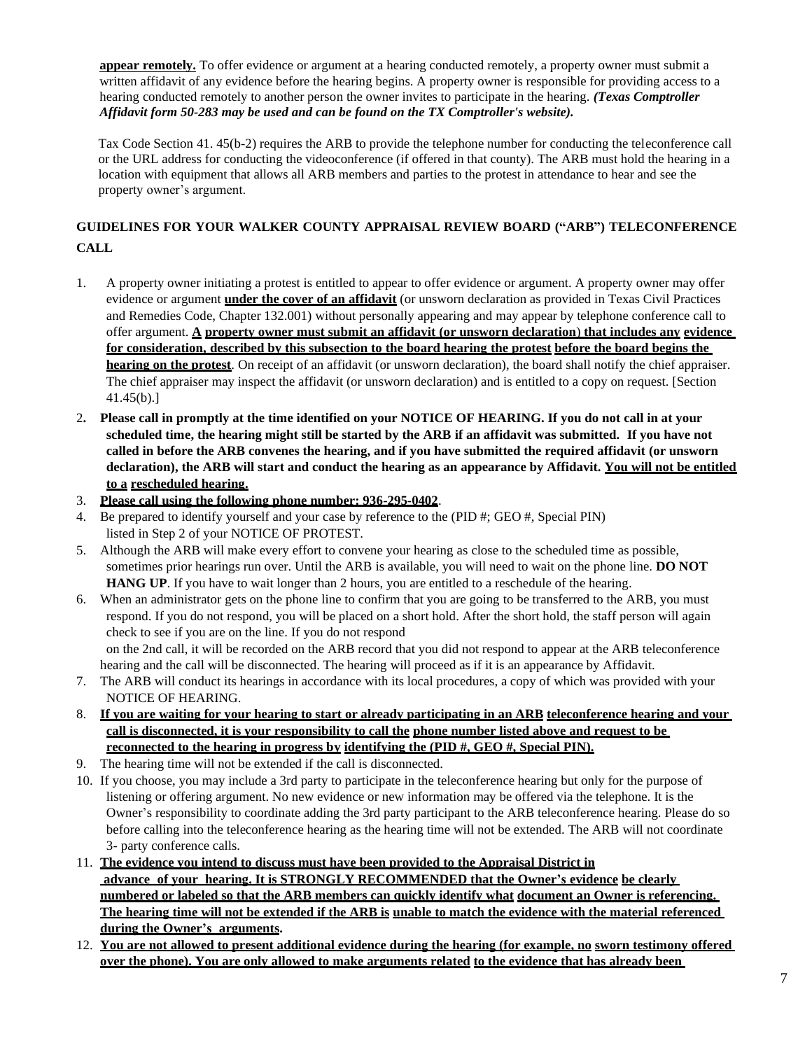**appear remotely.** To offer evidence or argument at a hearing conducted remotely, a property owner must submit a written affidavit of any evidence before the hearing begins. A property owner is responsible for providing access to a hearing conducted remotely to another person the owner invites to participate in the hearing. ***(Texas Comptroller Affidavit form 50-283 may be used and can be found on the TX Comptroller's website).***

Tax Code Section 41. 45(b-2) requires the ARB to provide the telephone number for conducting the teleconference call or the URL address for conducting the videoconference (if offered in that county). The ARB must hold the hearing in a location with equipment that allows all ARB members and parties to the protest in attendance to hear and see the property owner's argument.

## GUIDELINES FOR YOUR WALKER COUNTY APPRAISAL REVIEW BOARD ("ARB") TELECONFERENCE CALL

1. A property owner initiating a protest is entitled to appear to offer evidence or argument. A property owner may offer evidence or argument **under the cover of an affidavit** (or unsworn declaration as provided in Texas Civil Practices and Remedies Code, Chapter 132.001) without personally appearing and may appear by telephone conference call to offer argument. **A property owner must submit an affidavit (or unsworn declaration) that includes any evidence for consideration, described by this subsection to the board hearing the protest before the board begins the hearing on the protest**. On receipt of an affidavit (or unsworn declaration), the board shall notify the chief appraiser. The chief appraiser may inspect the affidavit (or unsworn declaration) and is entitled to a copy on request. [Section 41.45(b).]
2. **Please call in promptly at the time identified on your NOTICE OF HEARING. If you do not call in at your scheduled time, the hearing might still be started by the ARB if an affidavit was submitted. If you have not called in before the ARB convenes the hearing, and if you have submitted the required affidavit (or unsworn declaration), the ARB will start and conduct the hearing as an appearance by Affidavit. You will not be entitled to a rescheduled hearing.**
3. **Please call using the following phone number: 936-295-0402**.
4. Be prepared to identify yourself and your case by reference to the (PID #; GEO #, Special PIN) listed in Step 2 of your NOTICE OF PROTEST.
5. Although the ARB will make every effort to convene your hearing as close to the scheduled time as possible, sometimes prior hearings run over. Until the ARB is available, you will need to wait on the phone line. **DO NOT HANG UP**. If you have to wait longer than 2 hours, you are entitled to a reschedule of the hearing.
6. When an administrator gets on the phone line to confirm that you are going to be transferred to the ARB, you must respond. If you do not respond, you will be placed on a short hold. After the short hold, the staff person will again check to see if you are on the line. If you do not respond on the 2nd call, it will be recorded on the ARB record that you did not respond to appear at the ARB teleconference hearing and the call will be disconnected. The hearing will proceed as if it is an appearance by Affidavit.
7. The ARB will conduct its hearings in accordance with its local procedures, a copy of which was provided with your NOTICE OF HEARING.
8. **If you are waiting for your hearing to start or already participating in an ARB teleconference hearing and your call is disconnected, it is your responsibility to call the phone number listed above and request to be reconnected to the hearing in progress by identifying the (PID #, GEO #, Special PIN).**
9. The hearing time will not be extended if the call is disconnected.
10. If you choose, you may include a 3rd party to participate in the teleconference hearing but only for the purpose of listening or offering argument. No new evidence or new information may be offered via the telephone. It is the Owner's responsibility to coordinate adding the 3rd party participant to the ARB teleconference hearing. Please do so before calling into the teleconference hearing as the hearing time will not be extended. The ARB will not coordinate 3- party conference calls.
11. **The evidence you intend to discuss must have been provided to the Appraisal District in advance of your hearing. It is STRONGLY RECOMMENDED that the Owner's evidence be clearly numbered or labeled so that the ARB members can quickly identify what document an Owner is referencing. The hearing time will not be extended if the ARB is unable to match the evidence with the material referenced during the Owner's arguments.**
12. **You are not allowed to present additional evidence during the hearing (for example, no sworn testimony offered over the phone). You are only allowed to make arguments related to the evidence that has already been**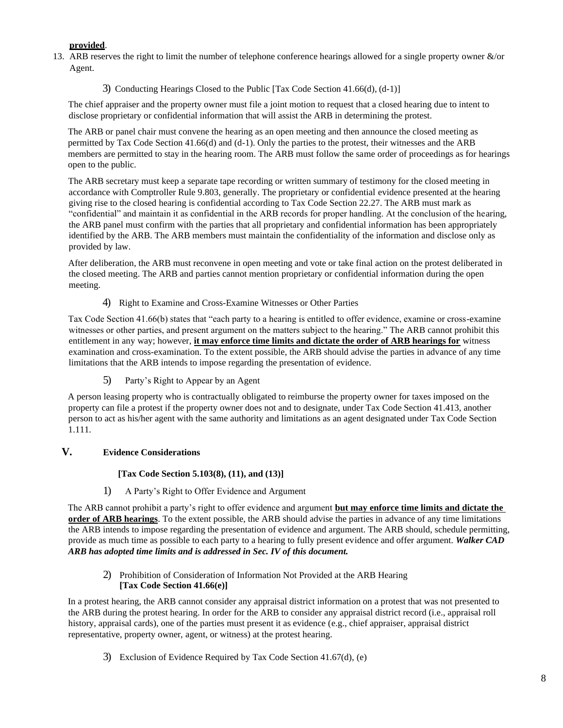**provided**.

13. ARB reserves the right to limit the number of telephone conference hearings allowed for a single property owner &/or Agent.

3) Conducting Hearings Closed to the Public [Tax Code Section 41.66(d), (d-1)]

The chief appraiser and the property owner must file a joint motion to request that a closed hearing due to intent to disclose proprietary or confidential information that will assist the ARB in determining the protest.

The ARB or panel chair must convene the hearing as an open meeting and then announce the closed meeting as permitted by Tax Code Section 41.66(d) and (d-1). Only the parties to the protest, their witnesses and the ARB members are permitted to stay in the hearing room. The ARB must follow the same order of proceedings as for hearings open to the public.

The ARB secretary must keep a separate tape recording or written summary of testimony for the closed meeting in accordance with Comptroller Rule 9.803, generally. The proprietary or confidential evidence presented at the hearing giving rise to the closed hearing is confidential according to Tax Code Section 22.27. The ARB must mark as "confidential" and maintain it as confidential in the ARB records for proper handling. At the conclusion of the hearing, the ARB panel must confirm with the parties that all proprietary and confidential information has been appropriately identified by the ARB. The ARB members must maintain the confidentiality of the information and disclose only as provided by law.

After deliberation, the ARB must reconvene in open meeting and vote or take final action on the protest deliberated in the closed meeting. The ARB and parties cannot mention proprietary or confidential information during the open meeting.

4) Right to Examine and Cross-Examine Witnesses or Other Parties

Tax Code Section 41.66(b) states that "each party to a hearing is entitled to offer evidence, examine or cross-examine witnesses or other parties, and present argument on the matters subject to the hearing." The ARB cannot prohibit this entitlement in any way; however, **it may enforce time limits and dictate the order of ARB hearings for** witness examination and cross-examination. To the extent possible, the ARB should advise the parties in advance of any time limitations that the ARB intends to impose regarding the presentation of evidence.

5) Party's Right to Appear by an Agent

A person leasing property who is contractually obligated to reimburse the property owner for taxes imposed on the property can file a protest if the property owner does not and to designate, under Tax Code Section 41.413, another person to act as his/her agent with the same authority and limitations as an agent designated under Tax Code Section 1.111.

## V. Evidence Considerations

**[Tax Code Section 5.103(8), (11), and (13)]**

1) A Party's Right to Offer Evidence and Argument

The ARB cannot prohibit a party's right to offer evidence and argument **but may enforce time limits and dictate the order of ARB hearings**. To the extent possible, the ARB should advise the parties in advance of any time limitations the ARB intends to impose regarding the presentation of evidence and argument. The ARB should, schedule permitting, provide as much time as possible to each party to a hearing to fully present evidence and offer argument. ***Walker CAD ARB has adopted time limits and is addressed in Sec. IV of this document.***

2) Prohibition of Consideration of Information Not Provided at the ARB Hearing **[Tax Code Section 41.66(e)]**

In a protest hearing, the ARB cannot consider any appraisal district information on a protest that was not presented to the ARB during the protest hearing. In order for the ARB to consider any appraisal district record (i.e., appraisal roll history, appraisal cards), one of the parties must present it as evidence (e.g., chief appraiser, appraisal district representative, property owner, agent, or witness) at the protest hearing.

3) Exclusion of Evidence Required by Tax Code Section 41.67(d), (e)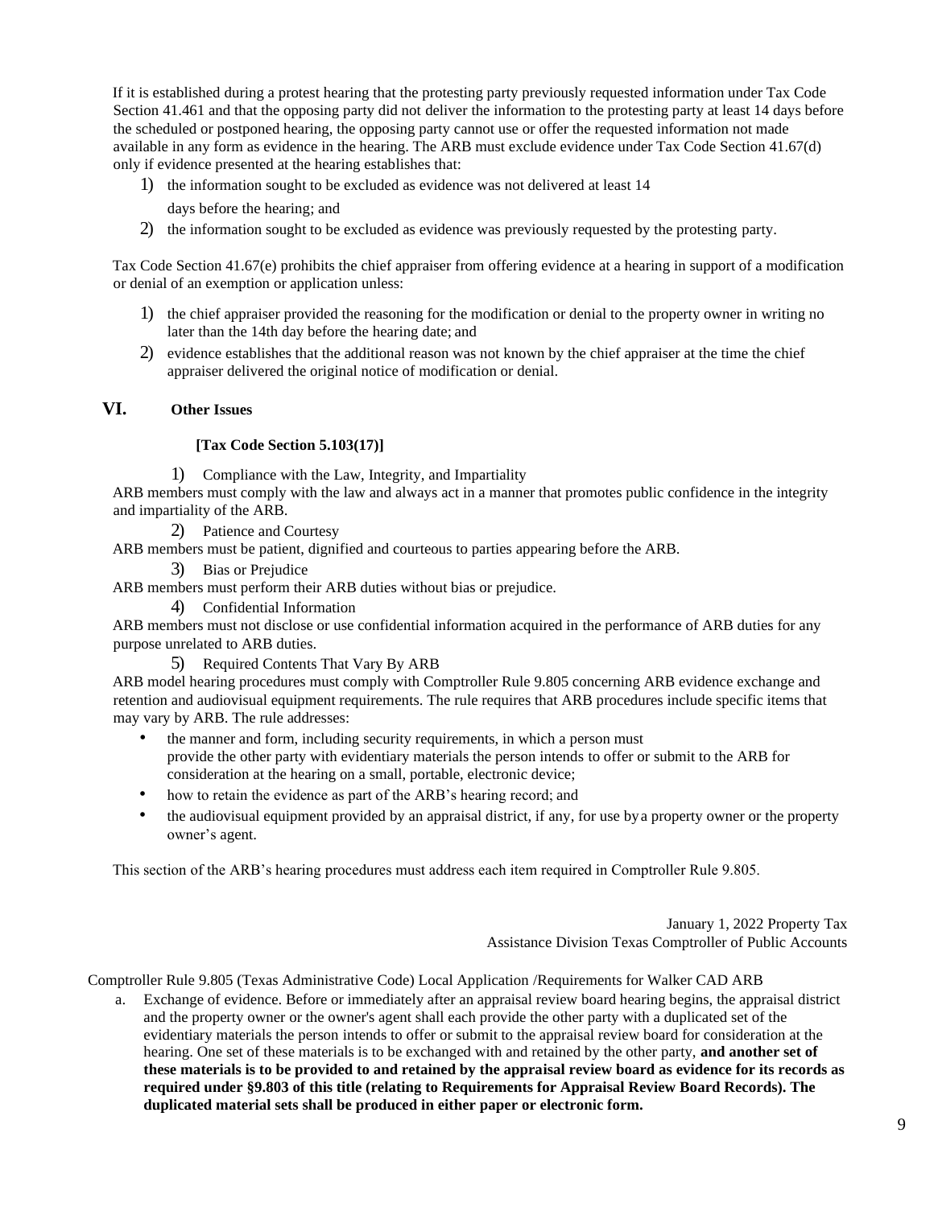If it is established during a protest hearing that the protesting party previously requested information under Tax Code Section 41.461 and that the opposing party did not deliver the information to the protesting party at least 14 days before the scheduled or postponed hearing, the opposing party cannot use or offer the requested information not made available in any form as evidence in the hearing. The ARB must exclude evidence under Tax Code Section 41.67(d) only if evidence presented at the hearing establishes that:

1) the information sought to be excluded as evidence was not delivered at least 14 days before the hearing; and
2) the information sought to be excluded as evidence was previously requested by the protesting party.

Tax Code Section 41.67(e) prohibits the chief appraiser from offering evidence at a hearing in support of a modification or denial of an exemption or application unless:

1) the chief appraiser provided the reasoning for the modification or denial to the property owner in writing no later than the 14th day before the hearing date; and
2) evidence establishes that the additional reason was not known by the chief appraiser at the time the chief appraiser delivered the original notice of modification or denial.

## VI. Other Issues

**[Tax Code Section 5.103(17)]**

1) Compliance with the Law, Integrity, and Impartiality

ARB members must comply with the law and always act in a manner that promotes public confidence in the integrity and impartiality of the ARB.

2) Patience and Courtesy

ARB members must be patient, dignified and courteous to parties appearing before the ARB.

3) Bias or Prejudice

ARB members must perform their ARB duties without bias or prejudice.

4) Confidential Information

ARB members must not disclose or use confidential information acquired in the performance of ARB duties for any purpose unrelated to ARB duties.

5) Required Contents That Vary By ARB

ARB model hearing procedures must comply with Comptroller Rule 9.805 concerning ARB evidence exchange and retention and audiovisual equipment requirements. The rule requires that ARB procedures include specific items that may vary by ARB. The rule addresses:

- the manner and form, including security requirements, in which a person must provide the other party with evidentiary materials the person intends to offer or submit to the ARB for consideration at the hearing on a small, portable, electronic device;
- how to retain the evidence as part of the ARB's hearing record; and
- the audiovisual equipment provided by an appraisal district, if any, for use by a property owner or the property owner's agent.

This section of the ARB's hearing procedures must address each item required in Comptroller Rule 9.805.

January 1, 2022 Property Tax
Assistance Division Texas Comptroller of Public Accounts

Comptroller Rule 9.805 (Texas Administrative Code) Local Application /Requirements for Walker CAD ARB

a. Exchange of evidence. Before or immediately after an appraisal review board hearing begins, the appraisal district and the property owner or the owner's agent shall each provide the other party with a duplicated set of the evidentiary materials the person intends to offer or submit to the appraisal review board for consideration at the hearing. One set of these materials is to be exchanged with and retained by the other party, **and another set of these materials is to be provided to and retained by the appraisal review board as evidence for its records as required under §9.803 of this title (relating to Requirements for Appraisal Review Board Records). The duplicated material sets shall be produced in either paper or electronic form.**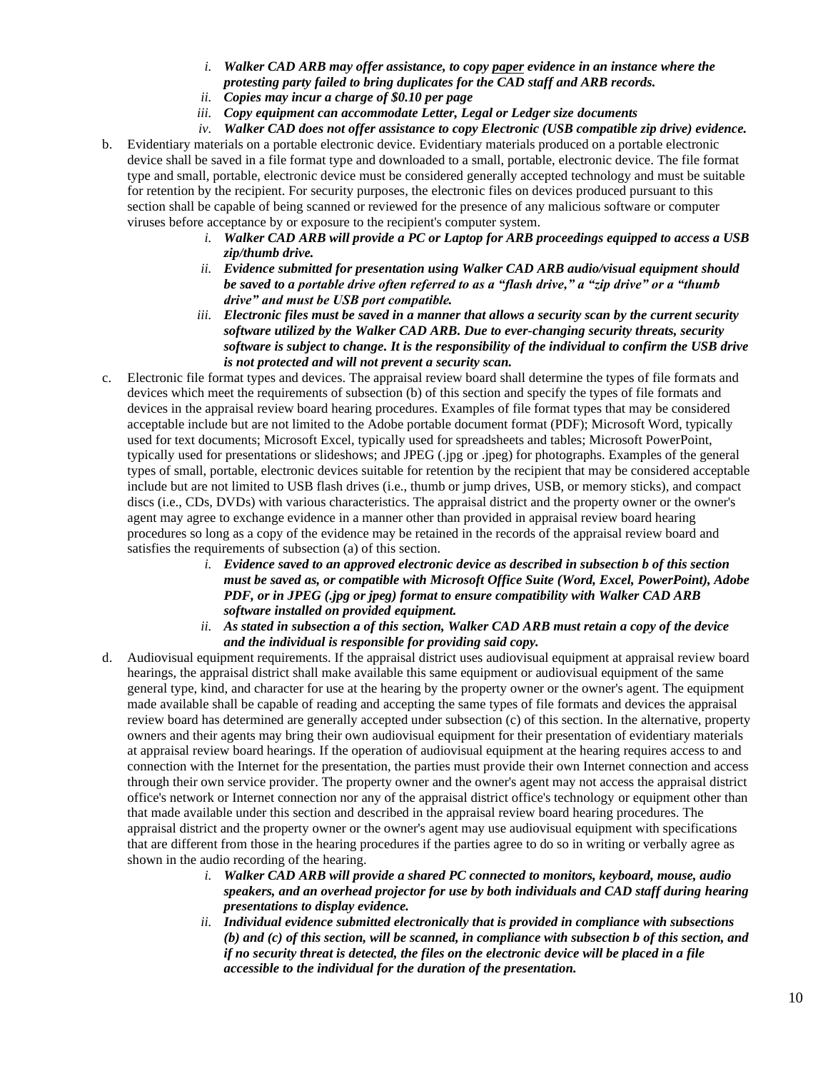i. ***Walker CAD ARB may offer assistance, to copy <u>paper</u> evidence in an instance where the protesting party failed to bring duplicates for the CAD staff and ARB records.***
   ii. ***Copies may incur a charge of $0.10 per page***
   iii. ***Copy equipment can accommodate Letter, Legal or Ledger size documents***
   iv. ***Walker CAD does not offer assistance to copy Electronic (USB compatible zip drive) evidence.***

b. Evidentiary materials on a portable electronic device. Evidentiary materials produced on a portable electronic device shall be saved in a file format type and downloaded to a small, portable, electronic device. The file format type and small, portable, electronic device must be considered generally accepted technology and must be suitable for retention by the recipient. For security purposes, the electronic files on devices produced pursuant to this section shall be capable of being scanned or reviewed for the presence of any malicious software or computer viruses before acceptance by or exposure to the recipient's computer system.
   i. ***Walker CAD ARB will provide a PC or Laptop for ARB proceedings equipped to access a USB zip/thumb drive.***
   ii. ***Evidence submitted for presentation using Walker CAD ARB audio/visual equipment should be saved to a portable drive often referred to as a "flash drive," a "zip drive" or a "thumb drive" and must be USB port compatible.***
   iii. ***Electronic files must be saved in a manner that allows a security scan by the current security software utilized by the Walker CAD ARB. Due to ever-changing security threats, security software is subject to change. It is the responsibility of the individual to confirm the USB drive is not protected and will not prevent a security scan.***

c. Electronic file format types and devices. The appraisal review board shall determine the types of file formats and devices which meet the requirements of subsection (b) of this section and specify the types of file formats and devices in the appraisal review board hearing procedures. Examples of file format types that may be considered acceptable include but are not limited to the Adobe portable document format (PDF); Microsoft Word, typically used for text documents; Microsoft Excel, typically used for spreadsheets and tables; Microsoft PowerPoint, typically used for presentations or slideshows; and JPEG (.jpg or .jpeg) for photographs. Examples of the general types of small, portable, electronic devices suitable for retention by the recipient that may be considered acceptable include but are not limited to USB flash drives (i.e., thumb or jump drives, USB, or memory sticks), and compact discs (i.e., CDs, DVDs) with various characteristics. The appraisal district and the property owner or the owner's agent may agree to exchange evidence in a manner other than provided in appraisal review board hearing procedures so long as a copy of the evidence may be retained in the records of the appraisal review board and satisfies the requirements of subsection (a) of this section.
   i. ***Evidence saved to an approved electronic device as described in subsection b of this section must be saved as, or compatible with Microsoft Office Suite (Word, Excel, PowerPoint), Adobe PDF, or in JPEG (.jpg or jpeg) format to ensure compatibility with Walker CAD ARB software installed on provided equipment.***
   ii. ***As stated in subsection a of this section, Walker CAD ARB must retain a copy of the device and the individual is responsible for providing said copy.***

d. Audiovisual equipment requirements. If the appraisal district uses audiovisual equipment at appraisal review board hearings, the appraisal district shall make available this same equipment or audiovisual equipment of the same general type, kind, and character for use at the hearing by the property owner or the owner's agent. The equipment made available shall be capable of reading and accepting the same types of file formats and devices the appraisal review board has determined are generally accepted under subsection (c) of this section. In the alternative, property owners and their agents may bring their own audiovisual equipment for their presentation of evidentiary materials at appraisal review board hearings. If the operation of audiovisual equipment at the hearing requires access to and connection with the Internet for the presentation, the parties must provide their own Internet connection and access through their own service provider. The property owner and the owner's agent may not access the appraisal district office's network or Internet connection nor any of the appraisal district office's technology or equipment other than that made available under this section and described in the appraisal review board hearing procedures. The appraisal district and the property owner or the owner's agent may use audiovisual equipment with specifications that are different from those in the hearing procedures if the parties agree to do so in writing or verbally agree as shown in the audio recording of the hearing.
   i. ***Walker CAD ARB will provide a shared PC connected to monitors, keyboard, mouse, audio speakers, and an overhead projector for use by both individuals and CAD staff during hearing presentations to display evidence.***
   ii. ***Individual evidence submitted electronically that is provided in compliance with subsections (b) and (c) of this section, will be scanned, in compliance with subsection b of this section, and if no security threat is detected, the files on the electronic device will be placed in a file accessible to the individual for the duration of the presentation.***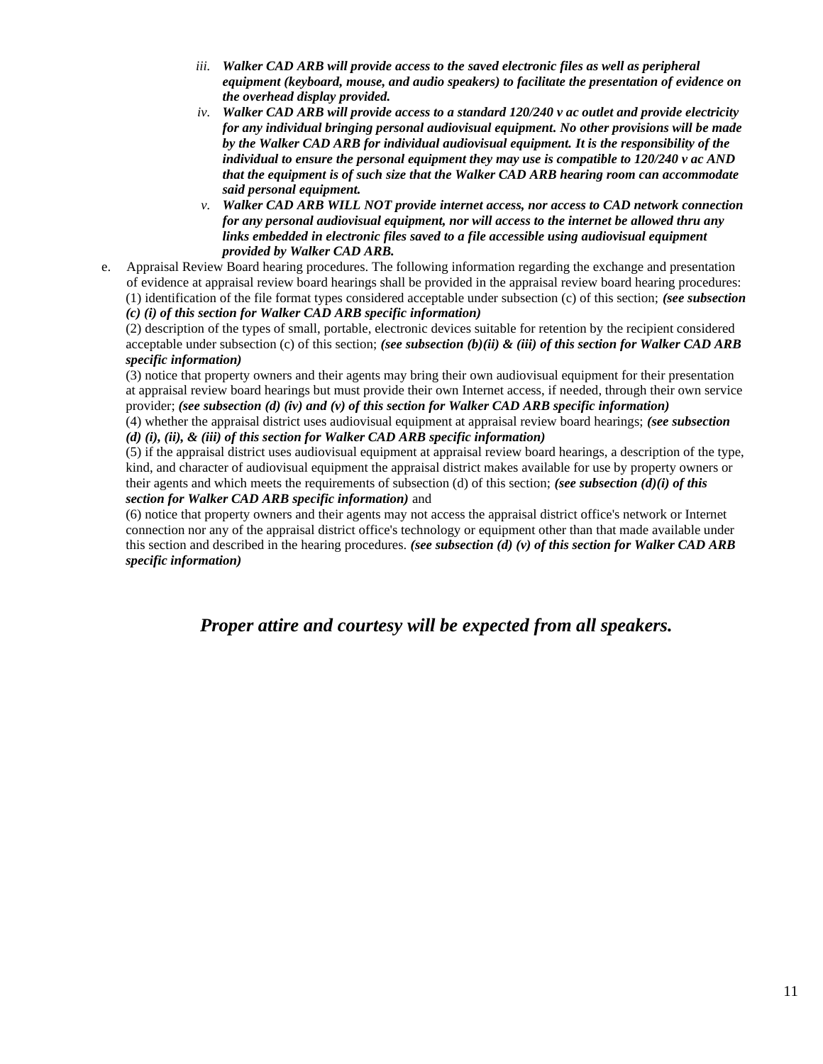iii. ***Walker CAD ARB will provide access to the saved electronic files as well as peripheral equipment (keyboard, mouse, and audio speakers) to facilitate the presentation of evidence on the overhead display provided.***

iv. ***Walker CAD ARB will provide access to a standard 120/240 v ac outlet and provide electricity for any individual bringing personal audiovisual equipment. No other provisions will be made by the Walker CAD ARB for individual audiovisual equipment. It is the responsibility of the individual to ensure the personal equipment they may use is compatible to 120/240 v ac AND that the equipment is of such size that the Walker CAD ARB hearing room can accommodate said personal equipment.***

v. ***Walker CAD ARB WILL NOT provide internet access, nor access to CAD network connection for any personal audiovisual equipment, nor will access to the internet be allowed thru any links embedded in electronic files saved to a file accessible using audiovisual equipment provided by Walker CAD ARB.***

e. Appraisal Review Board hearing procedures. The following information regarding the exchange and presentation of evidence at appraisal review board hearings shall be provided in the appraisal review board hearing procedures:

(1) identification of the file format types considered acceptable under subsection (c) of this section; ***(see subsection (c) (i) of this section for Walker CAD ARB specific information)***

(2) description of the types of small, portable, electronic devices suitable for retention by the recipient considered acceptable under subsection (c) of this section; ***(see subsection (b)(ii) & (iii) of this section for Walker CAD ARB specific information)***

(3) notice that property owners and their agents may bring their own audiovisual equipment for their presentation at appraisal review board hearings but must provide their own Internet access, if needed, through their own service provider; ***(see subsection (d) (iv) and (v) of this section for Walker CAD ARB specific information)***

(4) whether the appraisal district uses audiovisual equipment at appraisal review board hearings; ***(see subsection (d) (i), (ii), & (iii) of this section for Walker CAD ARB specific information)***

(5) if the appraisal district uses audiovisual equipment at appraisal review board hearings, a description of the type, kind, and character of audiovisual equipment the appraisal district makes available for use by property owners or their agents and which meets the requirements of subsection (d) of this section; ***(see subsection (d)(i) of this section for Walker CAD ARB specific information)*** and

(6) notice that property owners and their agents may not access the appraisal district office's network or Internet connection nor any of the appraisal district office's technology or equipment other than that made available under this section and described in the hearing procedures. ***(see subsection (d) (v) of this section for Walker CAD ARB specific information)***

***Proper attire and courtesy will be expected from all speakers.***